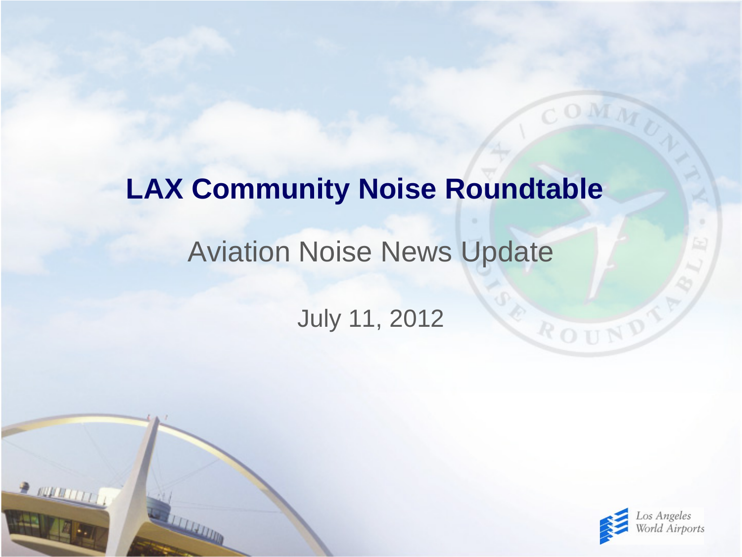# LAX Community Noise Roundtable

## Aviation Noise News Update

July 11, 2012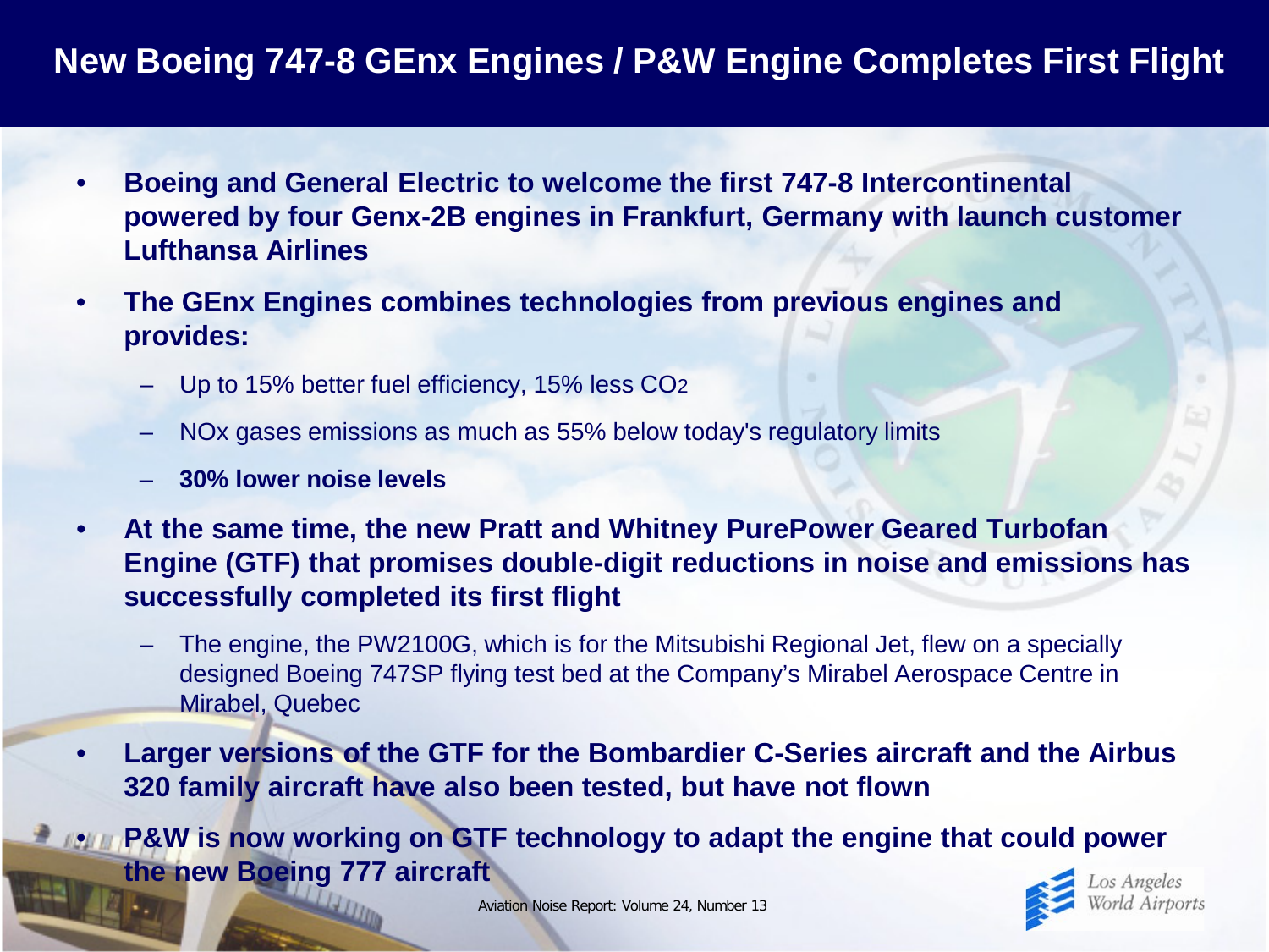# New Boeing 747-8 GEnx Engines / P&W Engine Completes First Flight

- **Boeing and General Electric to welcome the first 747-8 Intercontinental powered by four Genx-2B engines in Frankfurt, Germany with launch customer Lufthansa Airlines**
- **The GEnx Engines combines technologies from previous engines and provides:**
  - Up to 15% better fuel efficiency, 15% less $CO_2$
  - NOx gases emissions as much as 55% below today's regulatory limits
  - **30% lower noise levels**
- **At the same time, the new Pratt and Whitney PurePower Geared Turbofan Engine (GTF) that promises double-digit reductions in noise and emissions has successfully completed its first flight**
  - The engine, the PW2100G, which is for the Mitsubishi Regional Jet, flew on a specially designed Boeing 747SP flying test bed at the Company's Mirabel Aerospace Centre in Mirabel, Quebec
- **Larger versions of the GTF for the Bombardier C-Series aircraft and the Airbus 320 family aircraft have also been tested, but have not flown**
- **P&W is now working on GTF technology to adapt the engine that could power the new Boeing 777 aircraft**

Aviation Noise Report: Volume 24, Number 13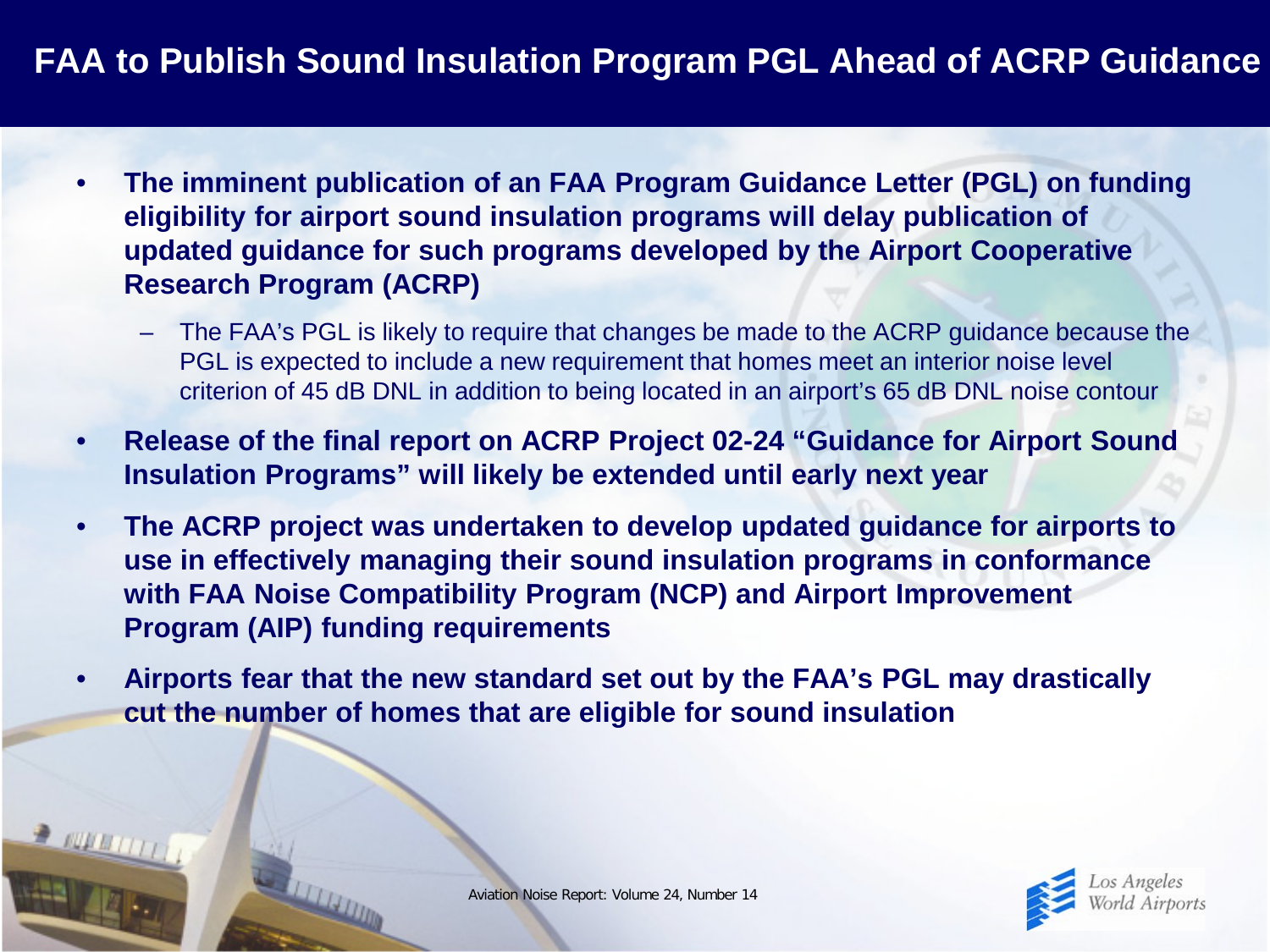# FAA to Publish Sound Insulation Program PGL Ahead of ACRP Guidance

- **The imminent publication of an FAA Program Guidance Letter (PGL) on funding eligibility for airport sound insulation programs will delay publication of updated guidance for such programs developed by the Airport Cooperative Research Program (ACRP)**
  - The FAA's PGL is likely to require that changes be made to the ACRP guidance because the PGL is expected to include a new requirement that homes meet an interior noise level criterion of 45 dB DNL in addition to being located in an airport's 65 dB DNL noise contour
- **Release of the final report on ACRP Project 02-24 "Guidance for Airport Sound Insulation Programs" will likely be extended until early next year**
- **The ACRP project was undertaken to develop updated guidance for airports to use in effectively managing their sound insulation programs in conformance with FAA Noise Compatibility Program (NCP) and Airport Improvement Program (AIP) funding requirements**
- **Airports fear that the new standard set out by the FAA's PGL may drastically cut the number of homes that are eligible for sound insulation**

Aviation Noise Report: Volume 24, Number 14

Los Angeles World Airports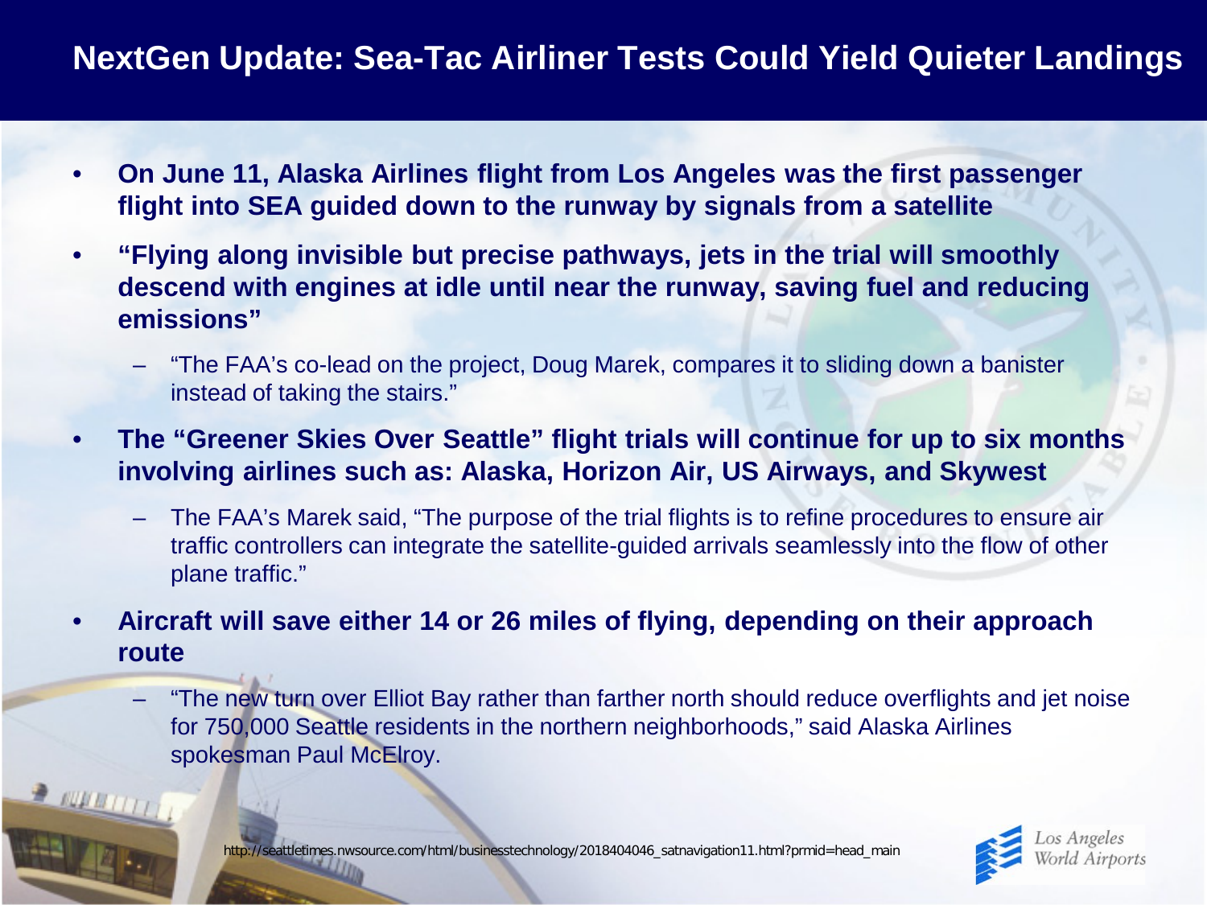# NextGen Update: Sea-Tac Airliner Tests Could Yield Quieter Landings

- **On June 11, Alaska Airlines flight from Los Angeles was the first passenger flight into SEA guided down to the runway by signals from a satellite**
- **"Flying along invisible but precise pathways, jets in the trial will smoothly descend with engines at idle until near the runway, saving fuel and reducing emissions"**
  - "The FAA's co-lead on the project, Doug Marek, compares it to sliding down a banister instead of taking the stairs."
- **The "Greener Skies Over Seattle" flight trials will continue for up to six months involving airlines such as: Alaska, Horizon Air, US Airways, and Skywest**
  - The FAA's Marek said, "The purpose of the trial flights is to refine procedures to ensure air traffic controllers can integrate the satellite-guided arrivals seamlessly into the flow of other plane traffic."
- **Aircraft will save either 14 or 26 miles of flying, depending on their approach route**
  - "The new turn over Elliot Bay rather than farther north should reduce overflights and jet noise for 750,000 Seattle residents in the northern neighborhoods," said Alaska Airlines spokesman Paul McElroy.

http://seattletimes.nwsource.com/html/businesstechnology/2018404046_satnavigation11.html?prmid=head_main

Los Angeles World Airports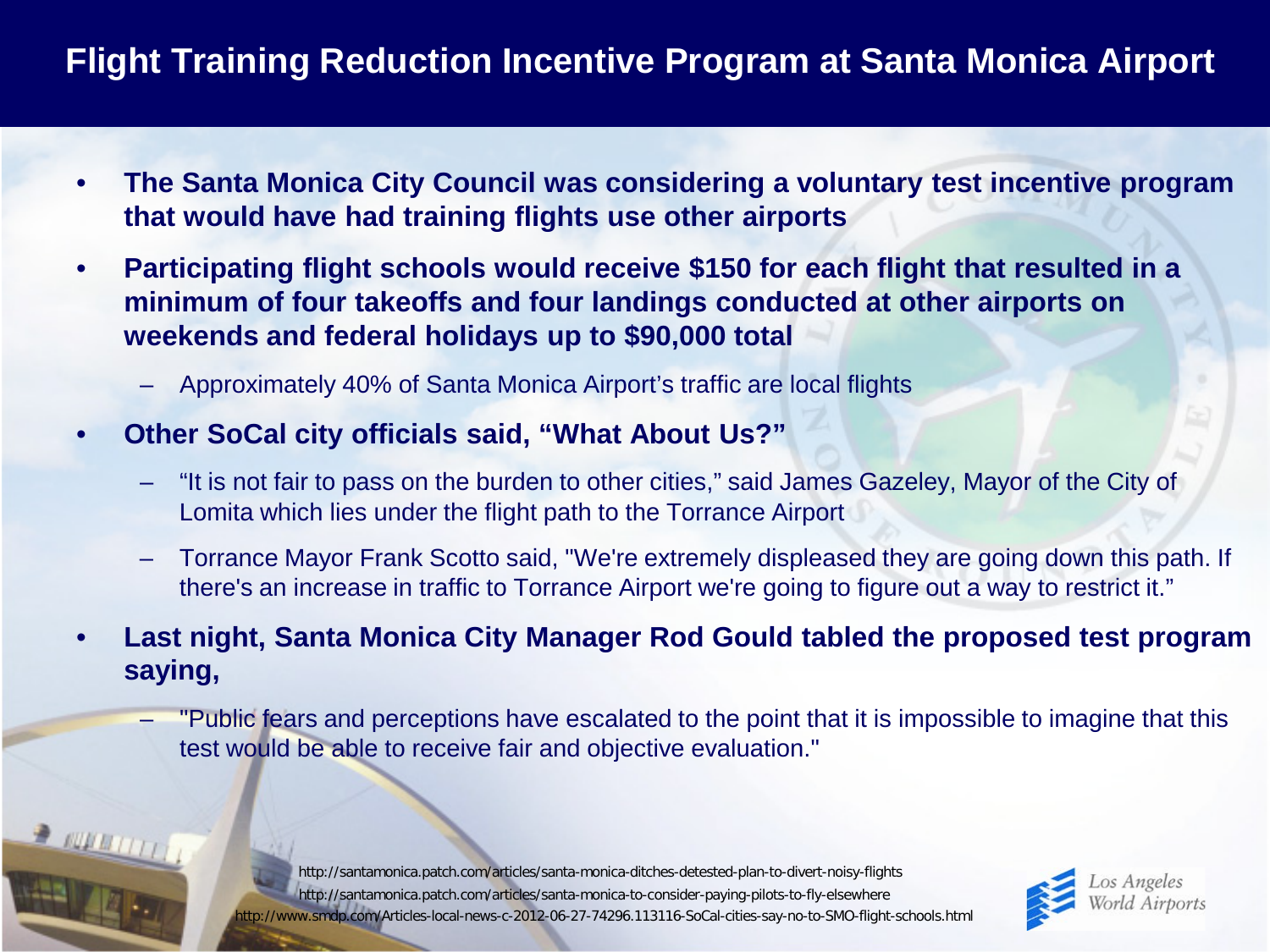# Flight Training Reduction Incentive Program at Santa Monica Airport

- **The Santa Monica City Council was considering a voluntary test incentive program that would have had training flights use other airports**
- **Participating flight schools would receive $150 for each flight that resulted in a minimum of four takeoffs and four landings conducted at other airports on weekends and federal holidays up to $90,000 total**
  - Approximately 40% of Santa Monica Airport's traffic are local flights
- **Other SoCal city officials said, "What About Us?"**
  - "It is not fair to pass on the burden to other cities," said James Gazeley, Mayor of the City of Lomita which lies under the flight path to the Torrance Airport
  - Torrance Mayor Frank Scotto said, "We're extremely displeased they are going down this path. If there's an increase in traffic to Torrance Airport we're going to figure out a way to restrict it."
- **Last night, Santa Monica City Manager Rod Gould tabled the proposed test program saying,**
  - "Public fears and perceptions have escalated to the point that it is impossible to imagine that this test would be able to receive fair and objective evaluation."

http://santamonica.patch.com/articles/santa-monica-ditches-detested-plan-to-divert-noisy-flights
http://santamonica.patch.com/articles/santa-monica-to-consider-paying-pilots-to-fly-elsewhere
http://www.smdp.com/Articles-local-news-c-2012-06-27-74296.113116-SoCal-cities-say-no-to-SMO-flight-schools.html

Los Angeles World Airports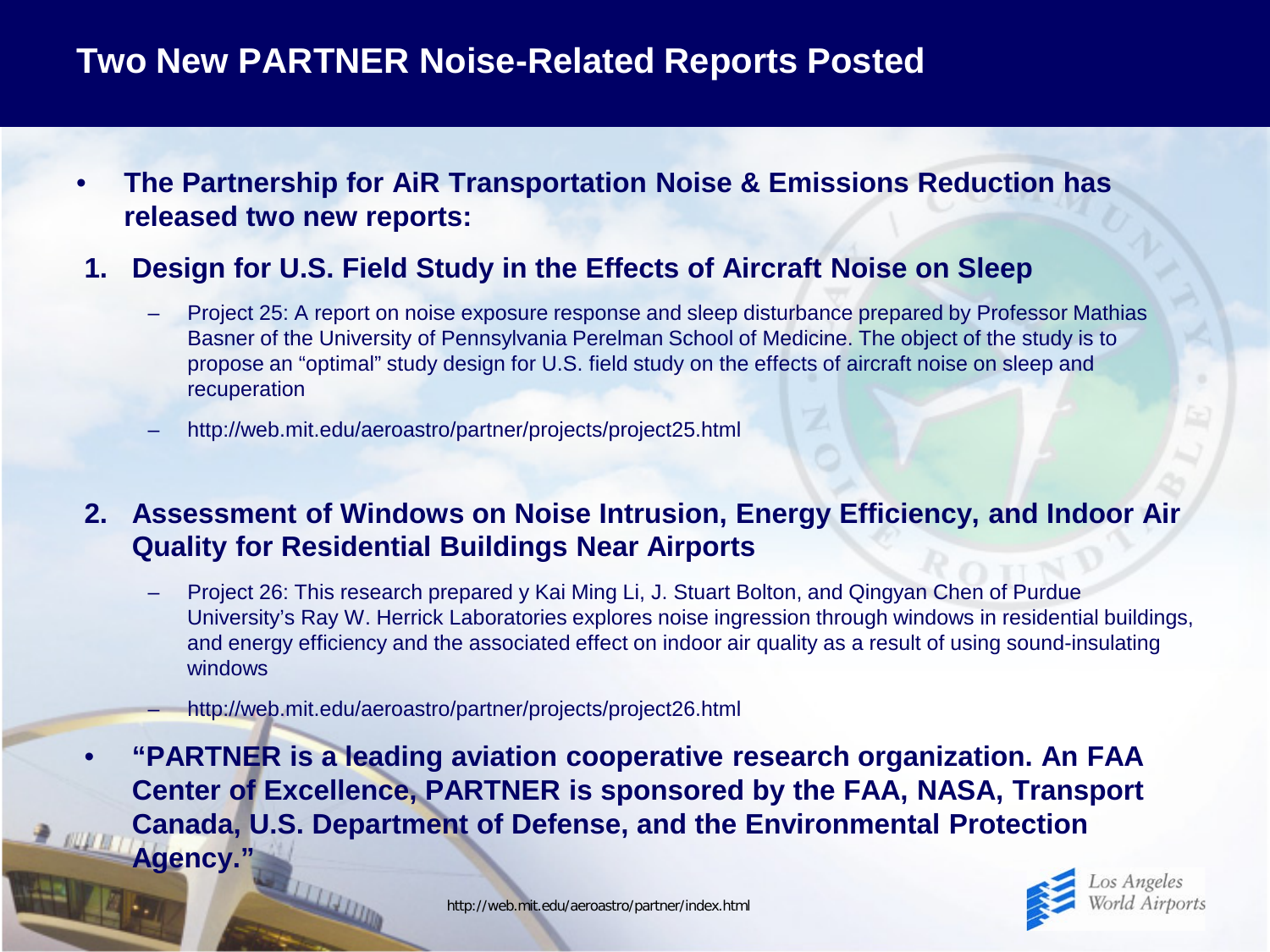# Two New PARTNER Noise-Related Reports Posted

- **The Partnership for AiR Transportation Noise & Emissions Reduction has released two new reports:**

1. **Design for U.S. Field Study in the Effects of Aircraft Noise on Sleep**
   - Project 25: A report on noise exposure response and sleep disturbance prepared by Professor Mathias Basner of the University of Pennsylvania Perelman School of Medicine. The object of the study is to propose an "optimal" study design for U.S. field study on the effects of aircraft noise on sleep and recuperation
   - http://web.mit.edu/aeroastro/partner/projects/project25.html

2. **Assessment of Windows on Noise Intrusion, Energy Efficiency, and Indoor Air Quality for Residential Buildings Near Airports**
   - Project 26: This research prepared y Kai Ming Li, J. Stuart Bolton, and Qingyan Chen of Purdue University's Ray W. Herrick Laboratories explores noise ingression through windows in residential buildings, and energy efficiency and the associated effect on indoor air quality as a result of using sound-insulating windows
   - http://web.mit.edu/aeroastro/partner/projects/project26.html

- **"PARTNER is a leading aviation cooperative research organization. An FAA Center of Excellence, PARTNER is sponsored by the FAA, NASA, Transport Canada, U.S. Department of Defense, and the Environmental Protection Agency."**

http://web.mit.edu/aeroastro/partner/index.html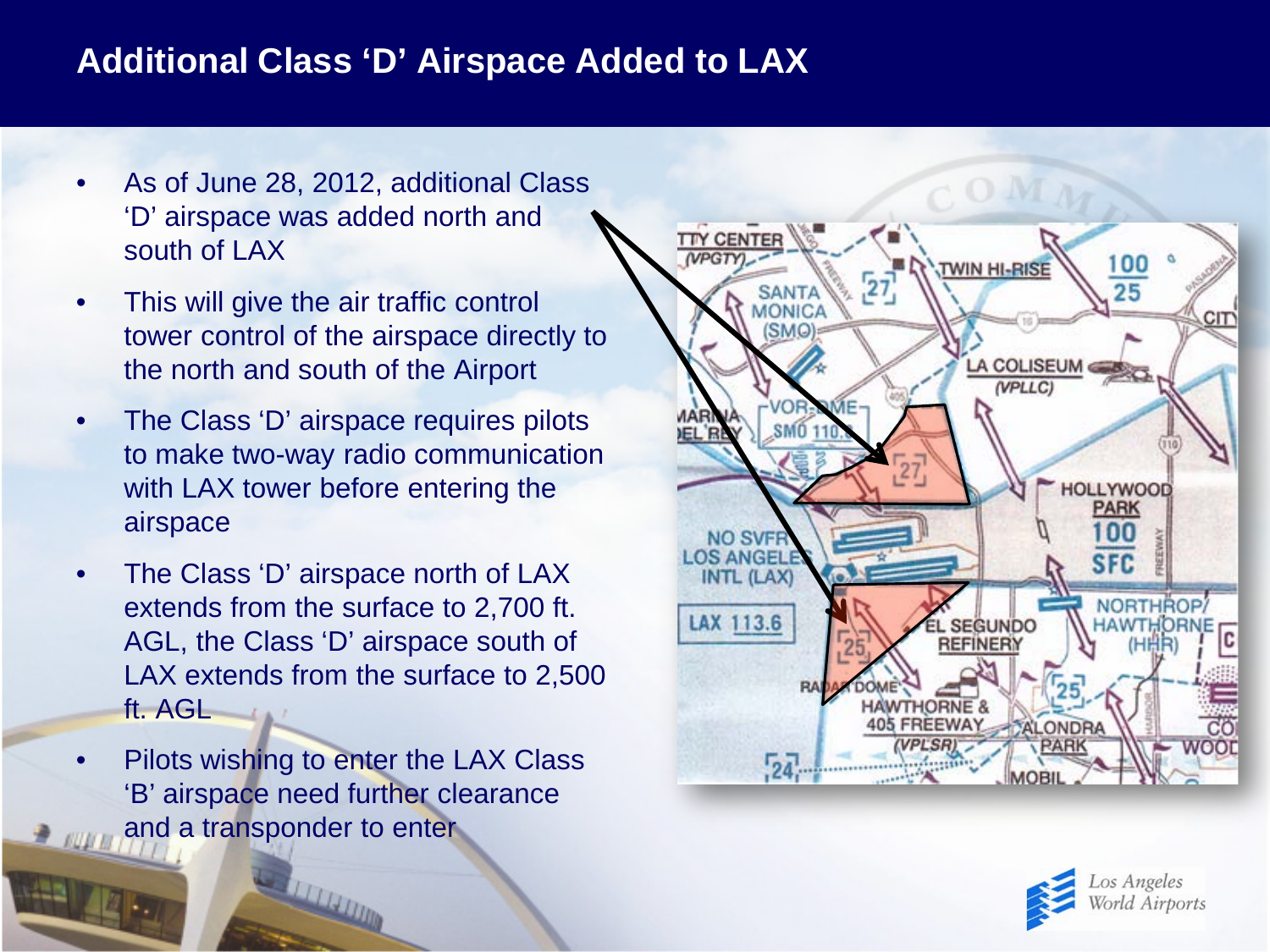# Additional Class 'D' Airspace Added to LAX

- As of June 28, 2012, additional Class 'D' airspace was added north and south of LAX
- This will give the air traffic control tower control of the airspace directly to the north and south of the Airport
- The Class 'D' airspace requires pilots to make two-way radio communication with LAX tower before entering the airspace
- The Class 'D' airspace north of LAX extends from the surface to 2,700 ft. AGL, the Class 'D' airspace south of LAX extends from the surface to 2,500 ft. AGL
- Pilots wishing to enter the LAX Class 'B' airspace need further clearance and a transponder to enter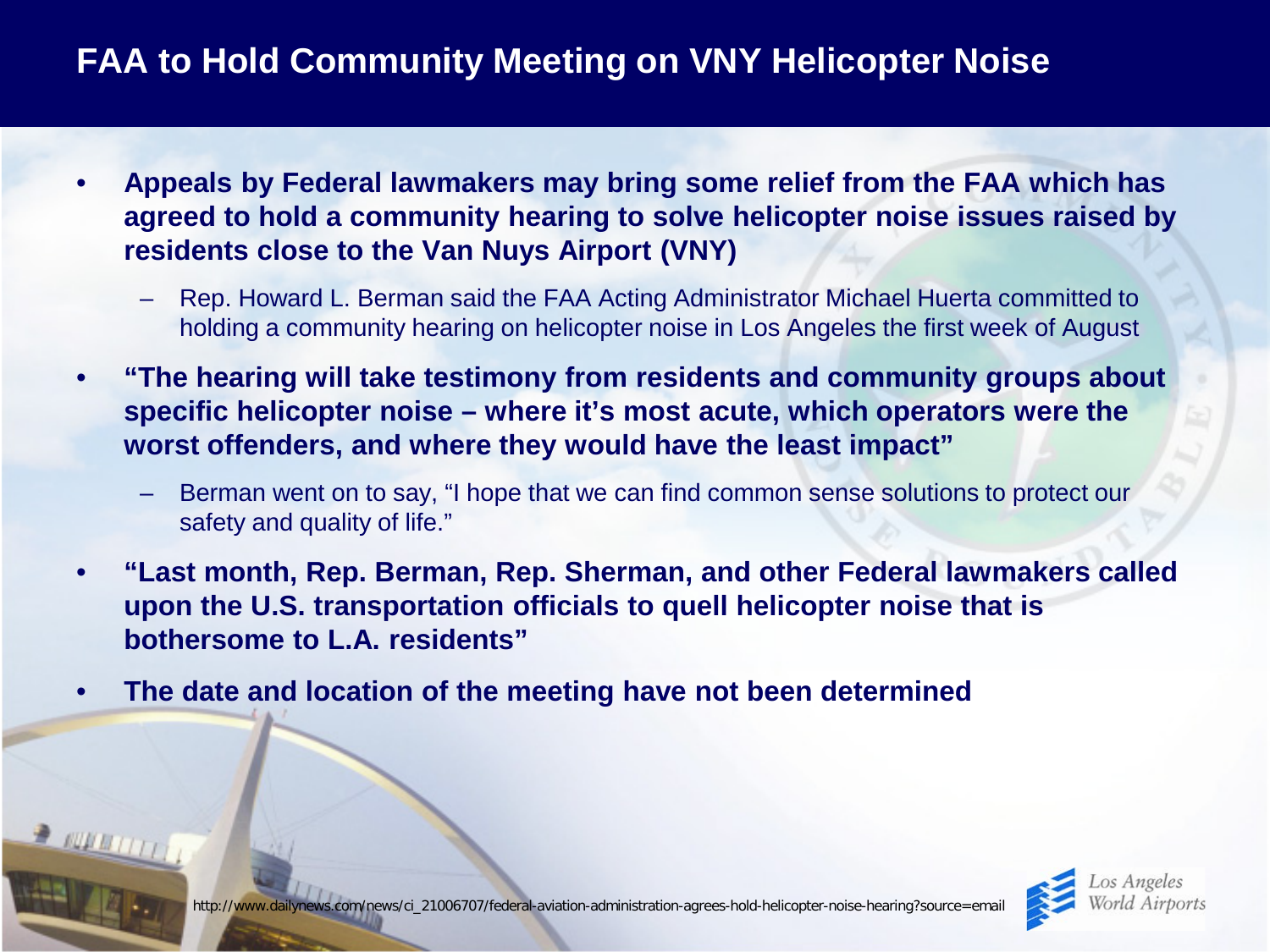# FAA to Hold Community Meeting on VNY Helicopter Noise

- **Appeals by Federal lawmakers may bring some relief from the FAA which has agreed to hold a community hearing to solve helicopter noise issues raised by residents close to the Van Nuys Airport (VNY)**
  - Rep. Howard L. Berman said the FAA Acting Administrator Michael Huerta committed to holding a community hearing on helicopter noise in Los Angeles the first week of August
- **"The hearing will take testimony from residents and community groups about specific helicopter noise – where it's most acute, which operators were the worst offenders, and where they would have the least impact"**
  - Berman went on to say, "I hope that we can find common sense solutions to protect our safety and quality of life."
- **"Last month, Rep. Berman, Rep. Sherman, and other Federal lawmakers called upon the U.S. transportation officials to quell helicopter noise that is bothersome to L.A. residents"**
- **The date and location of the meeting have not been determined**

http://www.dailynews.com/news/ci_21006707/federal-aviation-administration-agrees-hold-helicopter-noise-hearing?source=email

Los Angeles World Airports